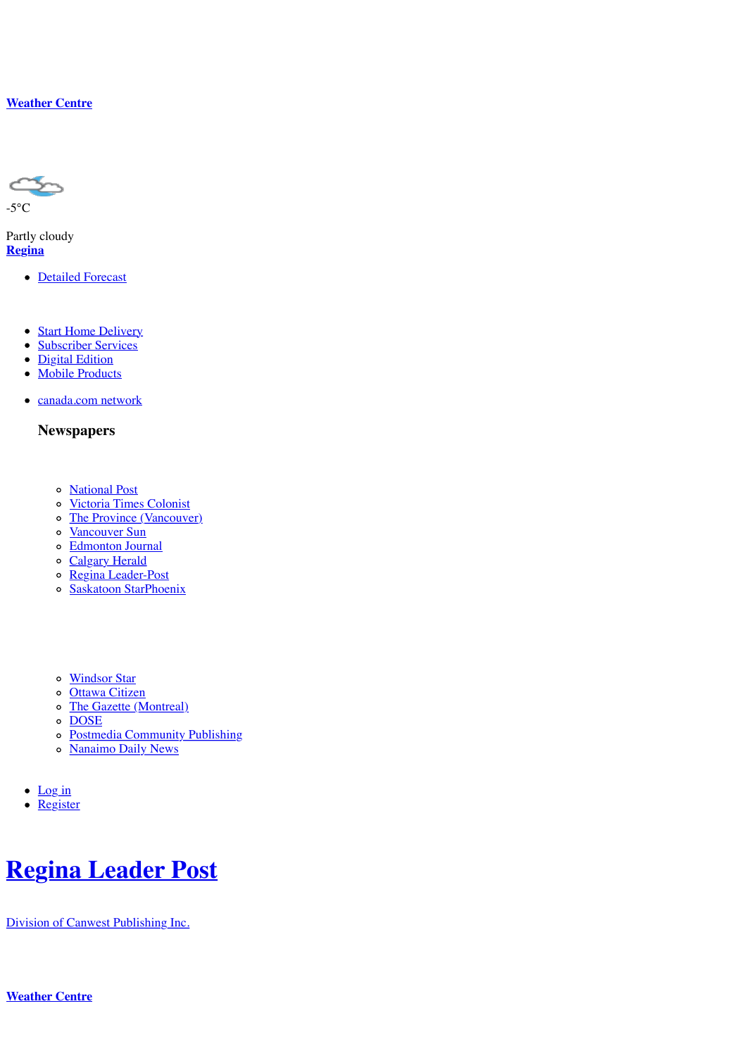[Weather Centre]

-5°C

Partly cloudy
**Regina**

- Detailed Forecast

- Start Home Delivery
- Subscriber Services
- Digital Edition
- Mobile Products

- canada.com network

  **Newspapers**

  - National Post
  - Victoria Times Colonist
  - The Province (Vancouver)
  - Vancouver Sun
  - Edmonton Journal
  - Calgary Herald
  - Regina Leader-Post
  - Saskatoon StarPhoenix

  - Windsor Star
  - Ottawa Citizen
  - The Gazette (Montreal)
  - DOSE
  - Postmedia Community Publishing
  - Nanaimo Daily News

- Log in
- Register

# Regina Leader Post

Division of Canwest Publishing Inc.

**Weather Centre**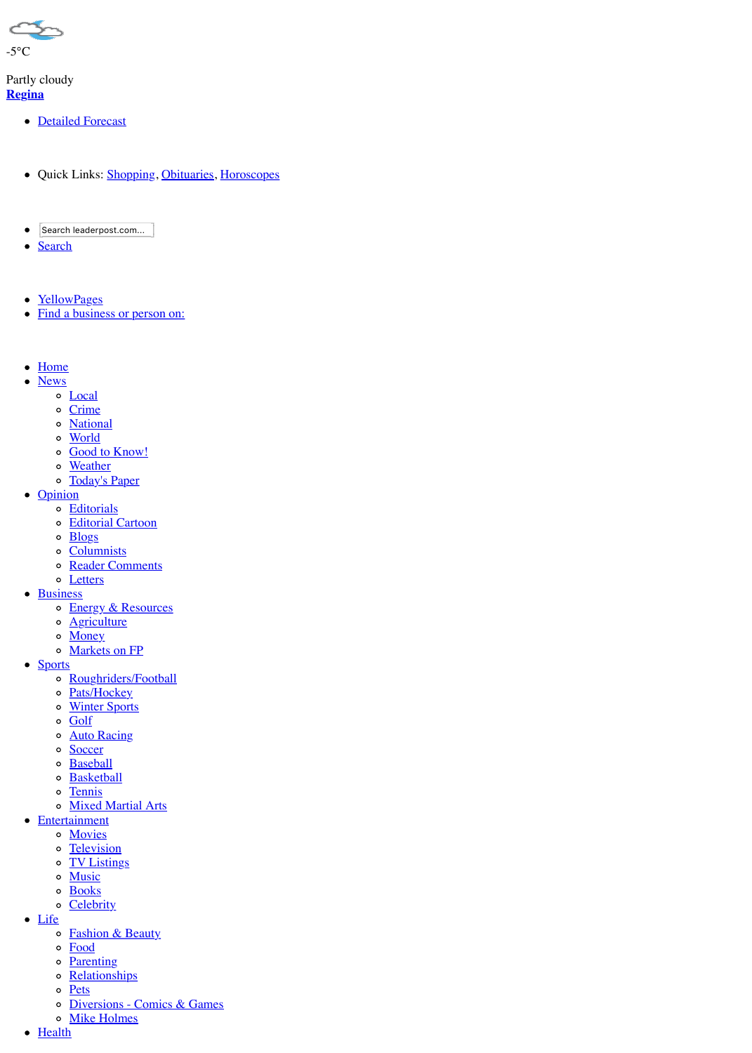-5°C

Partly cloudy

**Regina**

- Detailed Forecast

- Quick Links: Shopping, Obituaries, Horoscopes

- Search leaderpost.com...
- Search

- YellowPages
- Find a business or person on:

- Home
- News
  - Local
  - Crime
  - National
  - World
  - Good to Know!
  - Weather
  - Today's Paper
- Opinion
  - Editorials
  - Editorial Cartoon
  - Blogs
  - Columnists
  - Reader Comments
  - Letters
- Business
  - Energy & Resources
  - Agriculture
  - Money
  - Markets on FP
- Sports
  - Roughriders/Football
  - Pats/Hockey
  - Winter Sports
  - Golf
  - Auto Racing
  - Soccer
  - Baseball
  - Basketball
  - Tennis
  - Mixed Martial Arts
- Entertainment
  - Movies
  - Television
  - TV Listings
  - Music
  - Books
  - Celebrity
- Life
  - Fashion & Beauty
  - Food
  - Parenting
  - Relationships
  - Pets
  - Diversions - Comics & Games
  - Mike Holmes
- Health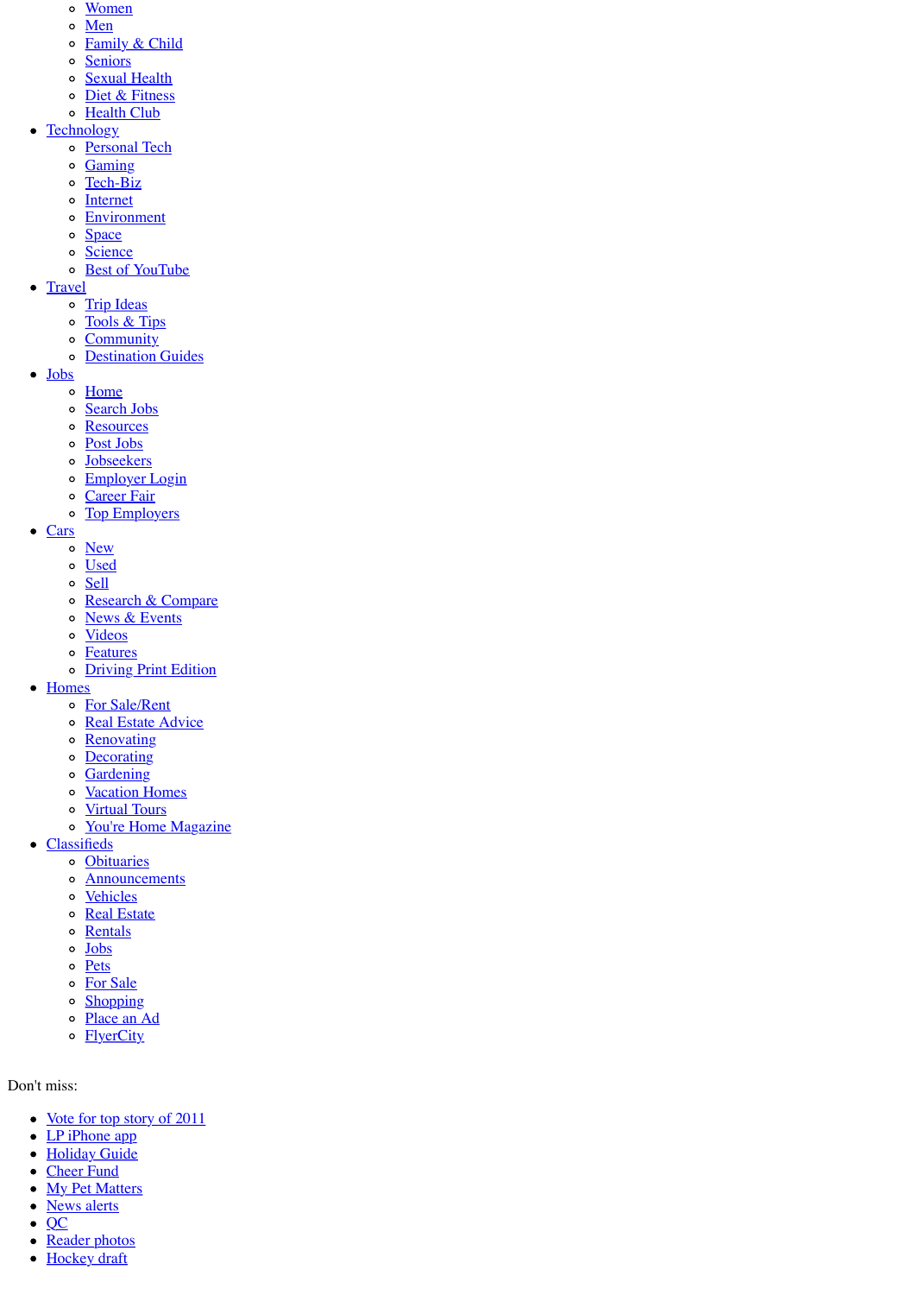- Women
    - Men
    - Family & Child
    - Seniors
    - Sexual Health
    - Diet & Fitness
    - Health Club
- Technology
    - Personal Tech
    - Gaming
    - Tech-Biz
    - Internet
    - Environment
    - Space
    - Science
    - Best of YouTube
- Travel
    - Trip Ideas
    - Tools & Tips
    - Community
    - Destination Guides
- Jobs
    - Home
    - Search Jobs
    - Resources
    - Post Jobs
    - Jobseekers
    - Employer Login
    - Career Fair
    - Top Employers
- Cars
    - New
    - Used
    - Sell
    - Research & Compare
    - News & Events
    - Videos
    - Features
    - Driving Print Edition
- Homes
    - For Sale/Rent
    - Real Estate Advice
    - Renovating
    - Decorating
    - Gardening
    - Vacation Homes
    - Virtual Tours
    - You're Home Magazine
- Classifieds
    - Obituaries
    - Announcements
    - Vehicles
    - Real Estate
    - Rentals
    - Jobs
    - Pets
    - For Sale
    - Shopping
    - Place an Ad
    - FlyerCity

Don't miss:

- Vote for top story of 2011
- LP iPhone app
- Holiday Guide
- Cheer Fund
- My Pet Matters
- News alerts
- QC
- Reader photos
- Hockey draft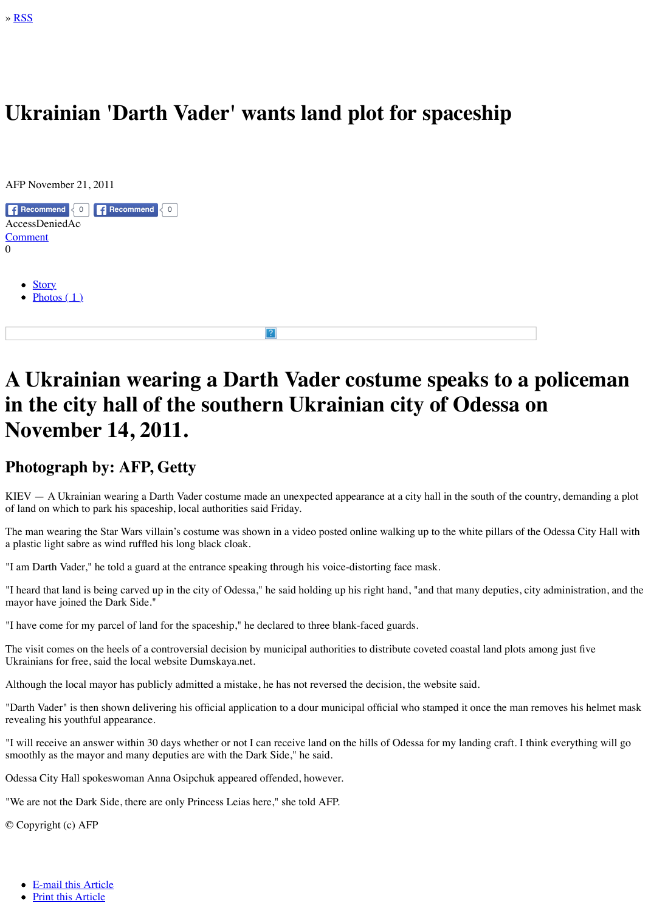» RSS

# Ukrainian 'Darth Vader' wants land plot for spaceship

AFP November 21, 2011

Recommend 0 Recommend 0

AccessDeniedAc

Comment

0

- Story
- Photos ( 1 )

# A Ukrainian wearing a Darth Vader costume speaks to a policeman in the city hall of the southern Ukrainian city of Odessa on November 14, 2011.

## Photograph by: AFP, Getty

KIEV — A Ukrainian wearing a Darth Vader costume made an unexpected appearance at a city hall in the south of the country, demanding a plot of land on which to park his spaceship, local authorities said Friday.

The man wearing the Star Wars villain's costume was shown in a video posted online walking up to the white pillars of the Odessa City Hall with a plastic light sabre as wind ruffled his long black cloak.

"I am Darth Vader," he told a guard at the entrance speaking through his voice-distorting face mask.

"I heard that land is being carved up in the city of Odessa," he said holding up his right hand, "and that many deputies, city administration, and the mayor have joined the Dark Side."

"I have come for my parcel of land for the spaceship," he declared to three blank-faced guards.

The visit comes on the heels of a controversial decision by municipal authorities to distribute coveted coastal land plots among just five Ukrainians for free, said the local website Dumskaya.net.

Although the local mayor has publicly admitted a mistake, he has not reversed the decision, the website said.

"Darth Vader" is then shown delivering his official application to a dour municipal official who stamped it once the man removes his helmet mask revealing his youthful appearance.

"I will receive an answer within 30 days whether or not I can receive land on the hills of Odessa for my landing craft. I think everything will go smoothly as the mayor and many deputies are with the Dark Side," he said.

Odessa City Hall spokeswoman Anna Osipchuk appeared offended, however.

"We are not the Dark Side, there are only Princess Leias here," she told AFP.

© Copyright (c) AFP

- E-mail this Article
- Print this Article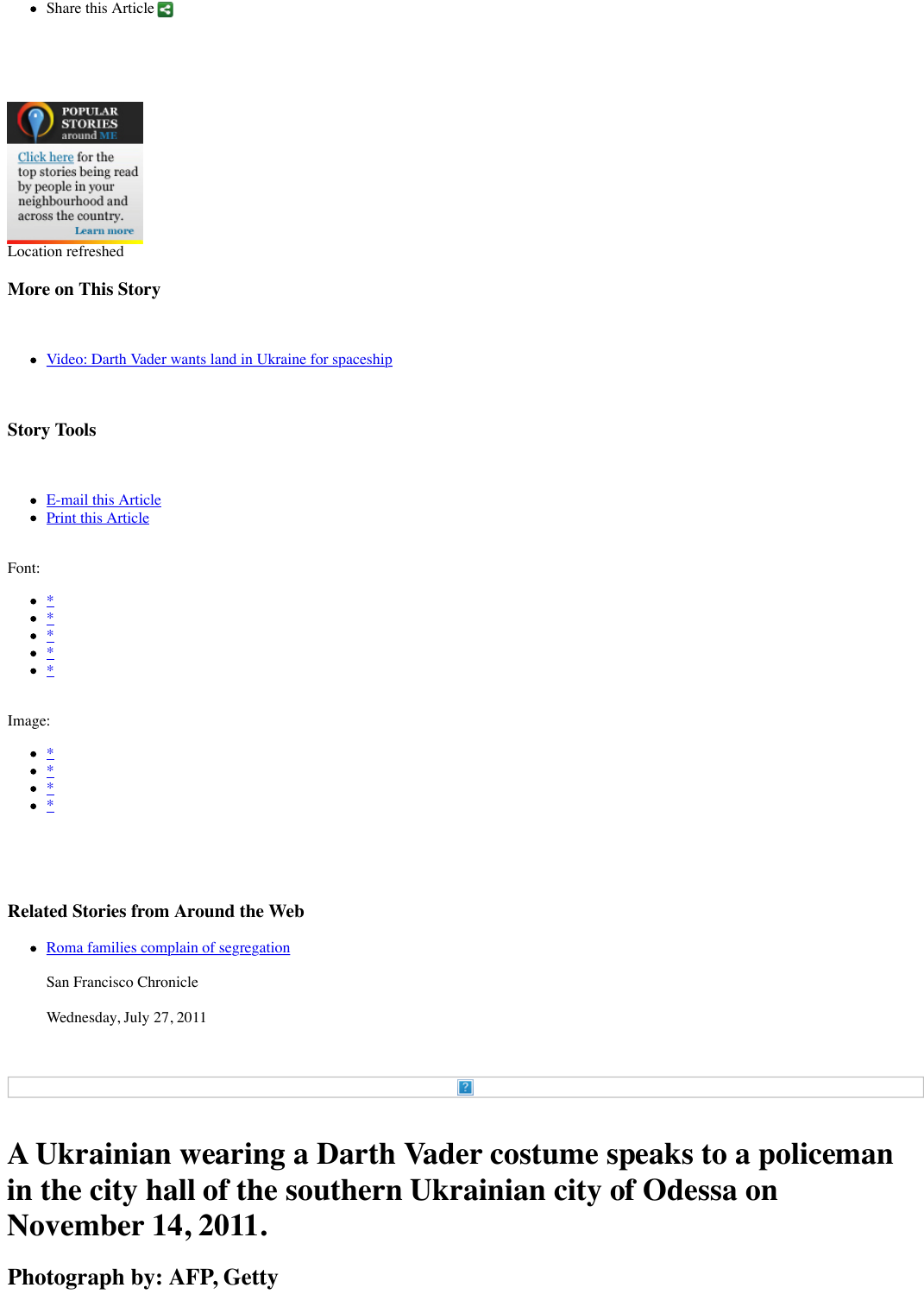- Share this Article

POPULAR STORIES around ME

Click here for the top stories being read by people in your neighbourhood and across the country.

Learn more

Location refreshed

### More on This Story

- Video: Darth Vader wants land in Ukraine for spaceship

### Story Tools

- E-mail this Article
- Print this Article

Font:

- *
- *
- *
- *
- *

Image:

- *
- *
- *
- *

### Related Stories from Around the Web

- Roma families complain of segregation

  San Francisco Chronicle

  Wednesday, July 27, 2011

# A Ukrainian wearing a Darth Vader costume speaks to a policeman in the city hall of the southern Ukrainian city of Odessa on November 14, 2011.

## Photograph by: AFP, Getty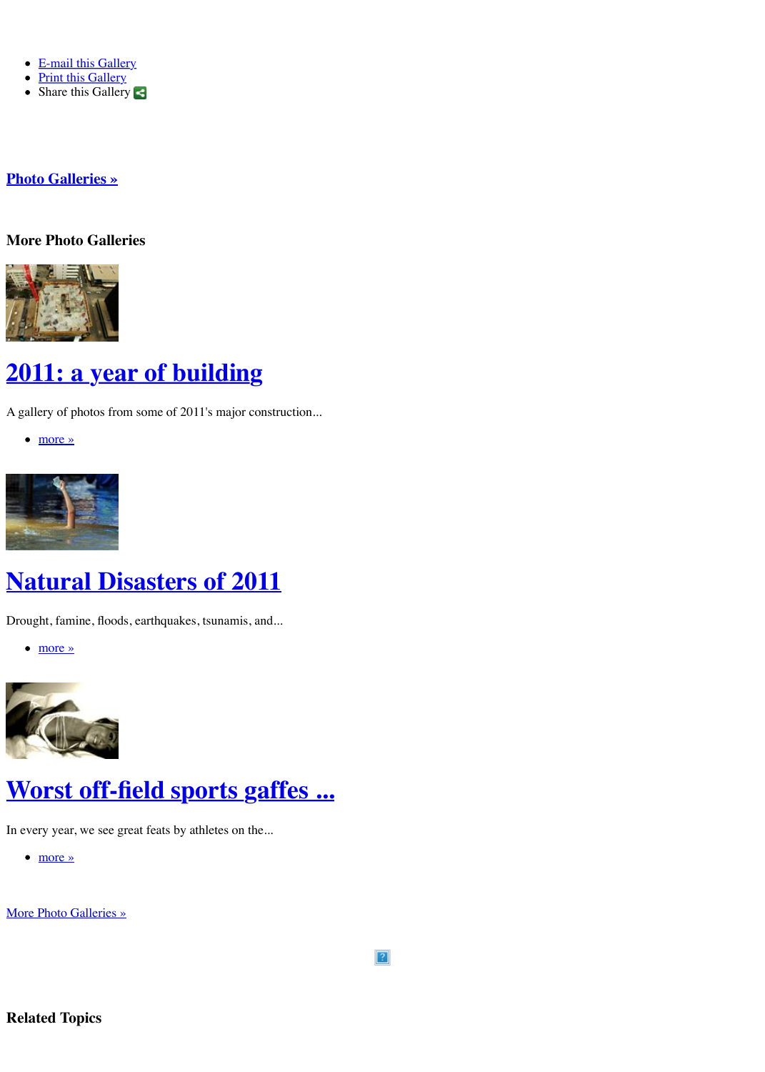- E-mail this Gallery
- Print this Gallery
- Share this Gallery

**Photo Galleries »**

### More Photo Galleries

## 2011: a year of building

A gallery of photos from some of 2011's major construction...

- more »

## Natural Disasters of 2011

Drought, famine, floods, earthquakes, tsunamis, and...

- more »

## Worst off-field sports gaffes ...

In every year, we see great feats by athletes on the...

- more »

More Photo Galleries »

### Related Topics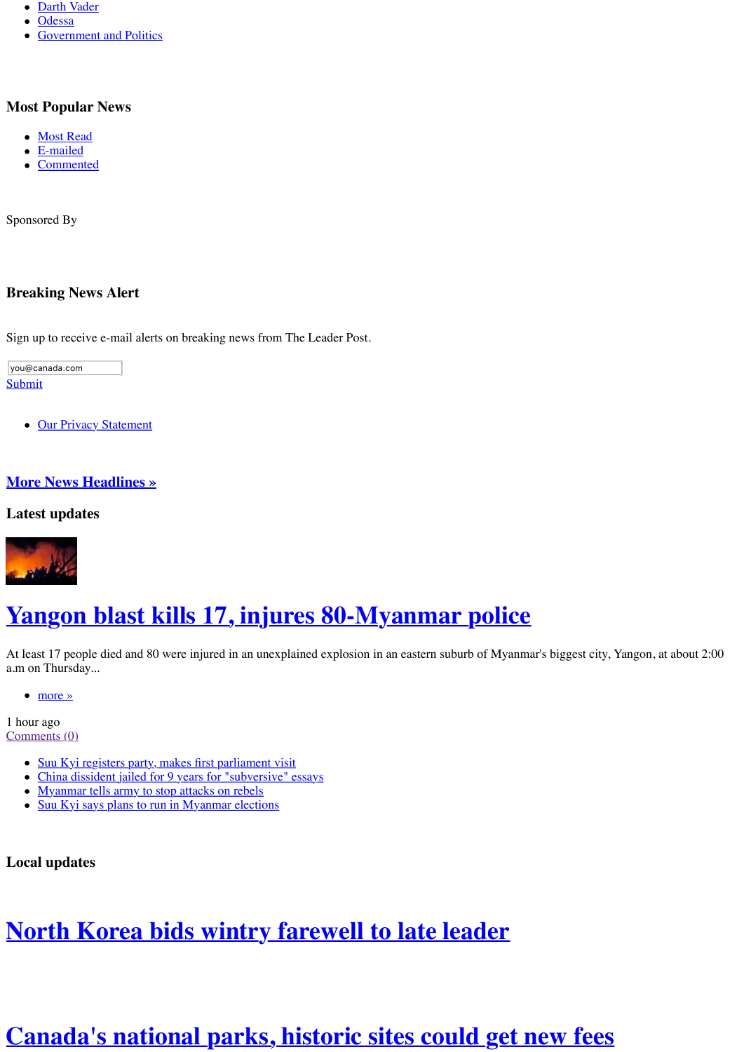- Darth Vader
- Odessa
- Government and Politics

### Most Popular News

- Most Read
- E-mailed
- Commented

Sponsored By

### Breaking News Alert

Sign up to receive e-mail alerts on breaking news from The Leader Post.

you@canada.com

Submit

- Our Privacy Statement

## More News Headlines »

### Latest updates

# Yangon blast kills 17, injures 80-Myanmar police

At least 17 people died and 80 were injured in an unexplained explosion in an eastern suburb of Myanmar's biggest city, Yangon, at about 2:00 a.m on Thursday...

- more »

1 hour ago

Comments (0)

- Suu Kyi registers party, makes first parliament visit
- China dissident jailed for 9 years for "subversive" essays
- Myanmar tells army to stop attacks on rebels
- Suu Kyi says plans to run in Myanmar elections

### Local updates

# North Korea bids wintry farewell to late leader

# Canada's national parks, historic sites could get new fees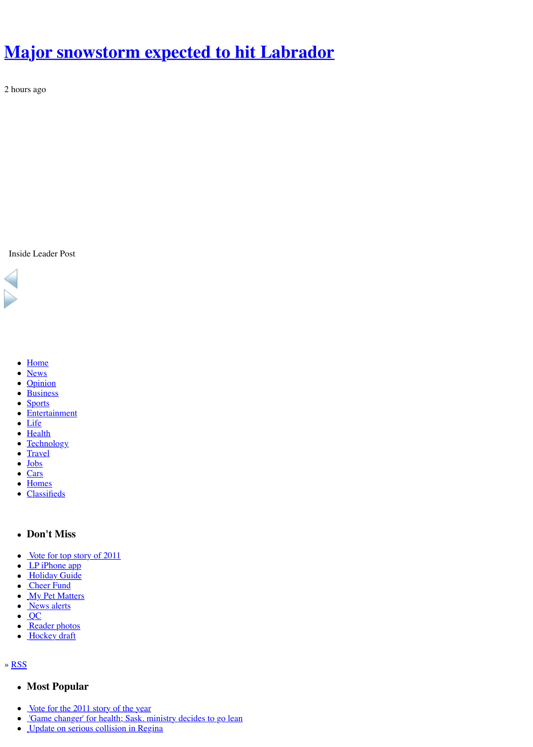# Major snowstorm expected to hit Labrador

2 hours ago

Inside Leader Post

- Home
- News
- Opinion
- Business
- Sports
- Entertainment
- Life
- Health
- Technology
- Travel
- Jobs
- Cars
- Homes
- Classifieds

- **Don't Miss**

- Vote for top story of 2011
- LP iPhone app
- Holiday Guide
- Cheer Fund
- My Pet Matters
- News alerts
- QC
- Reader photos
- Hockey draft

» RSS

- **Most Popular**

- Vote for the 2011 story of the year
- 'Game changer' for health; Sask. ministry decides to go lean
- Update on serious collision in Regina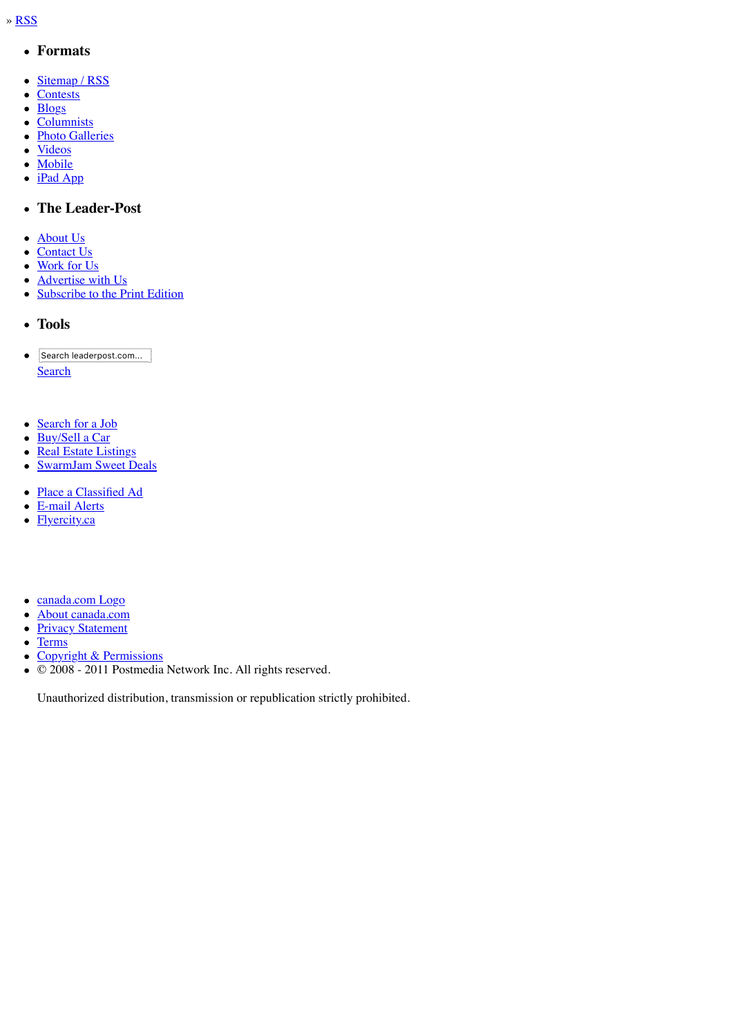» RSS

- **Formats**

- Sitemap / RSS
- Contests
- Blogs
- Columnists
- Photo Galleries
- Videos
- Mobile
- iPad App

- **The Leader-Post**

- About Us
- Contact Us
- Work for Us
- Advertise with Us
- Subscribe to the Print Edition

- **Tools**

- Search leaderpost.com...
  Search

- Search for a Job
- Buy/Sell a Car
- Real Estate Listings
- SwarmJam Sweet Deals

- Place a Classified Ad
- E-mail Alerts
- Flyercity.ca

- canada.com Logo
- About canada.com
- Privacy Statement
- Terms
- Copyright & Permissions
- © 2008 - 2011 Postmedia Network Inc. All rights reserved.

  Unauthorized distribution, transmission or republication strictly prohibited.